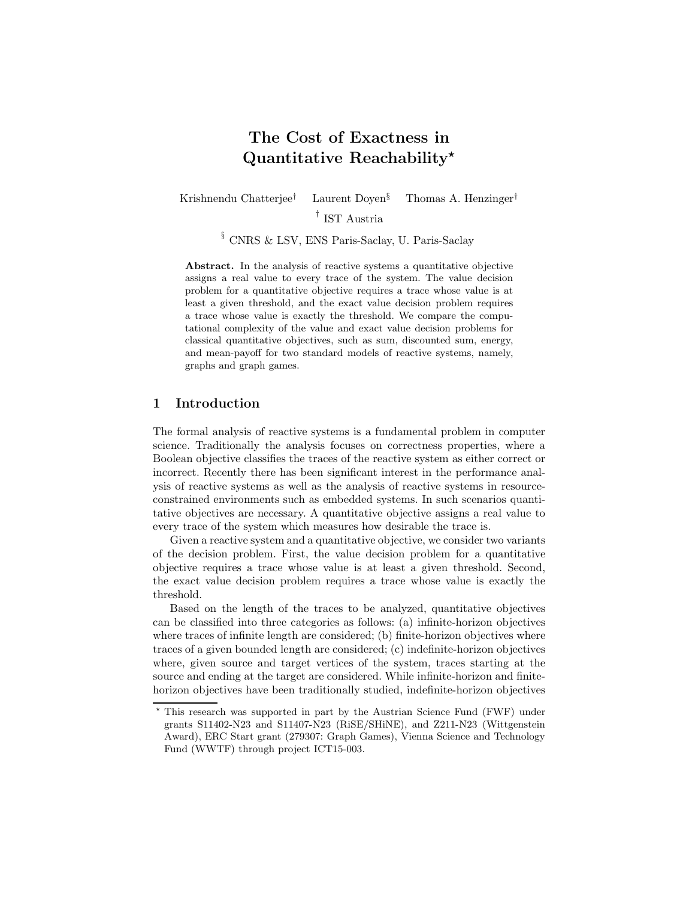# The Cost of Exactness in Quantitative Reachability*

Krishnendu Chatterjee[†] Laurent Doyen[§] Thomas A. Henzinger[†]

[†] IST Austria

[§] CNRS & LSV, ENS Paris-Saclay, U. Paris-Saclay

**Abstract.** In the analysis of reactive systems a quantitative objective assigns a real value to every trace of the system. The value decision problem for a quantitative objective requires a trace whose value is at least a given threshold, and the exact value decision problem requires a trace whose value is exactly the threshold. We compare the computational complexity of the value and exact value decision problems for classical quantitative objectives, such as sum, discounted sum, energy, and mean-payoff for two standard models of reactive systems, namely, graphs and graph games.

## 1 Introduction

The formal analysis of reactive systems is a fundamental problem in computer science. Traditionally the analysis focuses on correctness properties, where a Boolean objective classifies the traces of the reactive system as either correct or incorrect. Recently there has been significant interest in the performance analysis of reactive systems as well as the analysis of reactive systems in resource-constrained environments such as embedded systems. In such scenarios quantitative objectives are necessary. A quantitative objective assigns a real value to every trace of the system which measures how desirable the trace is.

Given a reactive system and a quantitative objective, we consider two variants of the decision problem. First, the value decision problem for a quantitative objective requires a trace whose value is at least a given threshold. Second, the exact value decision problem requires a trace whose value is exactly the threshold.

Based on the length of the traces to be analyzed, quantitative objectives can be classified into three categories as follows: (a) infinite-horizon objectives where traces of infinite length are considered; (b) finite-horizon objectives where traces of a given bounded length are considered; (c) indefinite-horizon objectives where, given source and target vertices of the system, traces starting at the source and ending at the target are considered. While infinite-horizon and finite-horizon objectives have been traditionally studied, indefinite-horizon objectives

* This research was supported in part by the Austrian Science Fund (FWF) under grants S11402-N23 and S11407-N23 (RiSE/SHiNE), and Z211-N23 (Wittgenstein Award), ERC Start grant (279307: Graph Games), Vienna Science and Technology Fund (WWTF) through project ICT15-003.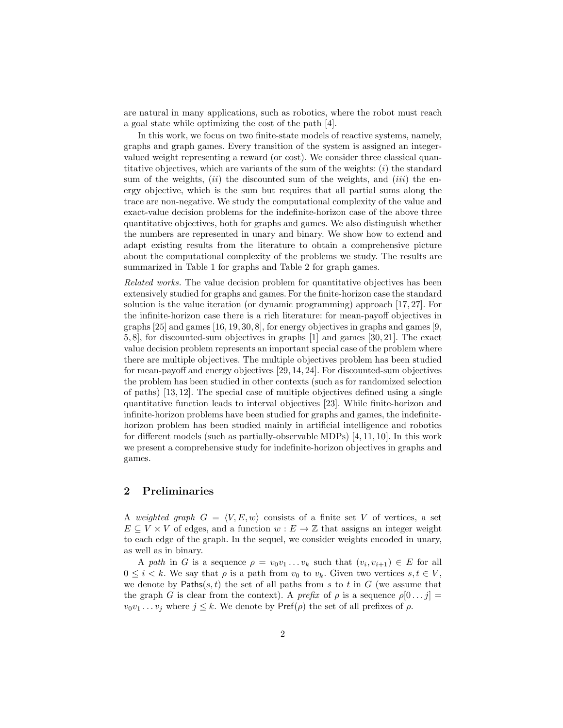are natural in many applications, such as robotics, where the robot must reach a goal state while optimizing the cost of the path [4].

In this work, we focus on two finite-state models of reactive systems, namely, graphs and graph games. Every transition of the system is assigned an integer-valued weight representing a reward (or cost). We consider three classical quantitative objectives, which are variants of the sum of the weights: (*i*) the standard sum of the weights, (*ii*) the discounted sum of the weights, and (*iii*) the energy objective, which is the sum but requires that all partial sums along the trace are non-negative. We study the computational complexity of the value and exact-value decision problems for the indefinite-horizon case of the above three quantitative objectives, both for graphs and games. We also distinguish whether the numbers are represented in unary and binary. We show how to extend and adapt existing results from the literature to obtain a comprehensive picture about the computational complexity of the problems we study. The results are summarized in Table 1 for graphs and Table 2 for graph games.

*Related works.* The value decision problem for quantitative objectives has been extensively studied for graphs and games. For the finite-horizon case the standard solution is the value iteration (or dynamic programming) approach [17, 27]. For the infinite-horizon case there is a rich literature: for mean-payoff objectives in graphs [25] and games [16, 19, 30, 8], for energy objectives in graphs and games [9, 5, 8], for discounted-sum objectives in graphs [1] and games [30, 21]. The exact value decision problem represents an important special case of the problem where there are multiple objectives. The multiple objectives problem has been studied for mean-payoff and energy objectives [29, 14, 24]. For discounted-sum objectives the problem has been studied in other contexts (such as for randomized selection of paths) [13, 12]. The special case of multiple objectives defined using a single quantitative function leads to interval objectives [23]. While finite-horizon and infinite-horizon problems have been studied for graphs and games, the indefinite-horizon problem has been studied mainly in artificial intelligence and robotics for different models (such as partially-observable MDPs) [4, 11, 10]. In this work we present a comprehensive study for indefinite-horizon objectives in graphs and games.

## 2 Preliminaries

A *weighted graph* $G = \langle V, E, w \rangle$ consists of a finite set $V$ of vertices, a set $E \subseteq V \times V$ of edges, and a function $w : E \to \mathbb{Z}$ that assigns an integer weight to each edge of the graph. In the sequel, we consider weights encoded in unary, as well as in binary.

A *path* in $G$ is a sequence $\rho = v_0 v_1 \dots v_k$ such that $(v_i, v_{i+1}) \in E$ for all $0 \leq i < k$. We say that $\rho$ is a path from $v_0$ to $v_k$. Given two vertices $s, t \in V$, we denote by $\mathsf{Paths}(s, t)$ the set of all paths from $s$ to $t$ in $G$ (we assume that the graph $G$ is clear from the context). A *prefix* of $\rho$ is a sequence $\rho[0 \dots j] = v_0 v_1 \dots v_j$ where $j \leq k$. We denote by $\mathsf{Pref}(\rho)$ the set of all prefixes of $\rho$.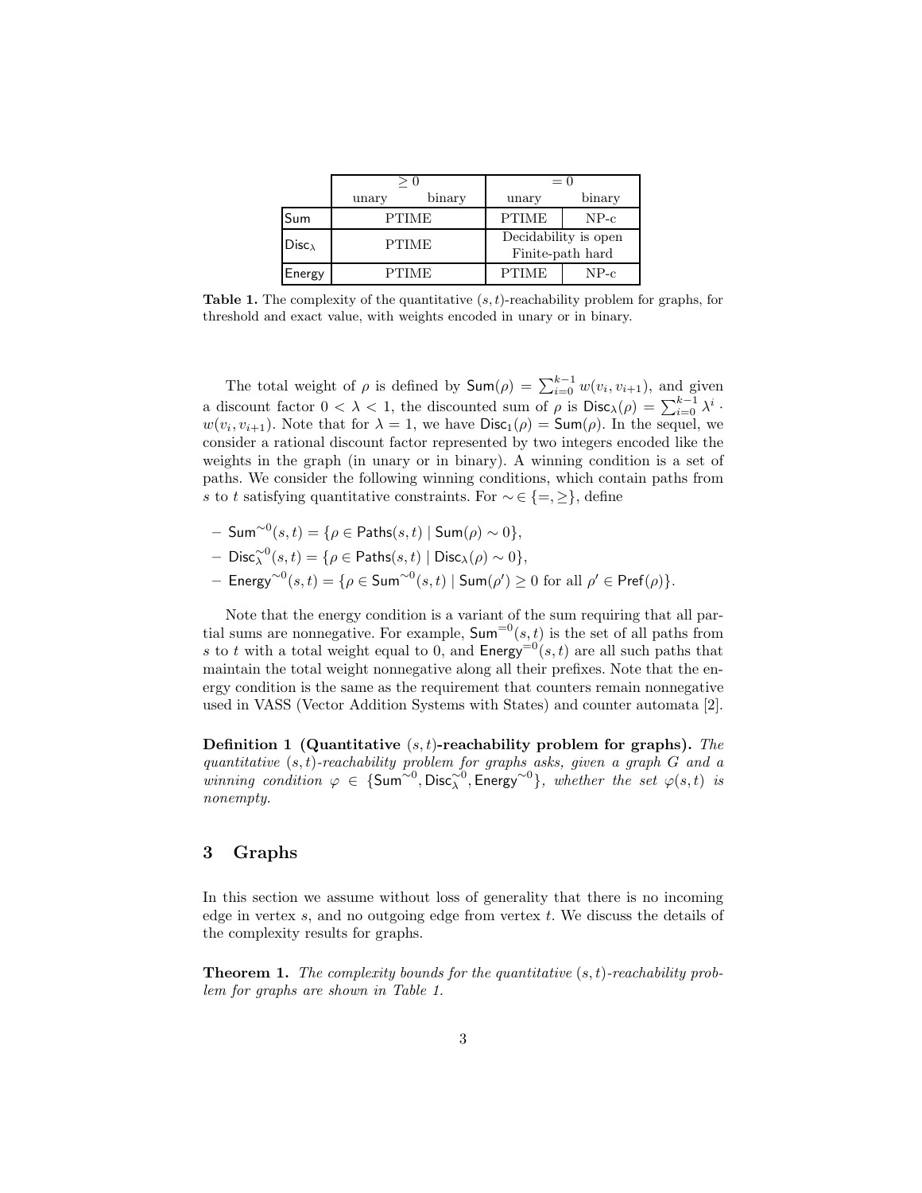| | $\geq 0$ | | $= 0$ | |
|---|---|---|---|---|
| | unary | binary | unary | binary |
| $\mathsf{Sum}$ | PTIME | | PTIME | NP-c |
| $\mathsf{Disc}_\lambda$ | PTIME | | Decidability is open Finite-path hard | |
| $\mathsf{Energy}$ | PTIME | | PTIME | NP-c |

**Table 1.** The complexity of the quantitative $(s,t)$-reachability problem for graphs, for threshold and exact value, with weights encoded in unary or in binary.

The total weight of $\rho$ is defined by $\mathsf{Sum}(\rho) = \sum_{i=0}^{k-1} w(v_i, v_{i+1})$, and given a discount factor $0 < \lambda < 1$, the discounted sum of $\rho$ is $\mathsf{Disc}_\lambda(\rho) = \sum_{i=0}^{k-1} \lambda^i \cdot w(v_i, v_{i+1})$. Note that for $\lambda = 1$, we have $\mathsf{Disc}_1(\rho) = \mathsf{Sum}(\rho)$. In the sequel, we consider a rational discount factor represented by two integers encoded like the weights in the graph (in unary or in binary). A winning condition is a set of paths. We consider the following winning conditions, which contain paths from $s$ to $t$ satisfying quantitative constraints. For $\sim \in \{=, \geq\}$, define

- $\mathsf{Sum}^{\sim 0}(s,t) = \{\rho \in \mathsf{Paths}(s,t) \mid \mathsf{Sum}(\rho) \sim 0\}$,
- $\mathsf{Disc}_\lambda^{\sim 0}(s,t) = \{\rho \in \mathsf{Paths}(s,t) \mid \mathsf{Disc}_\lambda(\rho) \sim 0\}$,
- $\mathsf{Energy}^{\sim 0}(s,t) = \{\rho \in \mathsf{Sum}^{\sim 0}(s,t) \mid \mathsf{Sum}(\rho') \geq 0 \text{ for all } \rho' \in \mathsf{Pref}(\rho)\}$.

Note that the energy condition is a variant of the sum requiring that all partial sums are nonnegative. For example, $\mathsf{Sum}^{=0}(s,t)$ is the set of all paths from $s$ to $t$ with a total weight equal to 0, and $\mathsf{Energy}^{=0}(s,t)$ are all such paths that maintain the total weight nonnegative along all their prefixes. Note that the energy condition is the same as the requirement that counters remain nonnegative used in VASS (Vector Addition Systems with States) and counter automata [2].

**Definition 1 (Quantitative $(s,t)$-reachability problem for graphs).** *The quantitative $(s,t)$-reachability problem for graphs asks, given a graph $G$ and a winning condition $\varphi \in \{\mathsf{Sum}^{\sim 0}, \mathsf{Disc}_\lambda^{\sim 0}, \mathsf{Energy}^{\sim 0}\}$, whether the set $\varphi(s,t)$ is nonempty.*

## 3 Graphs

In this section we assume without loss of generality that there is no incoming edge in vertex $s$, and no outgoing edge from vertex $t$. We discuss the details of the complexity results for graphs.

**Theorem 1.** *The complexity bounds for the quantitative $(s,t)$-reachability problem for graphs are shown in Table 1.*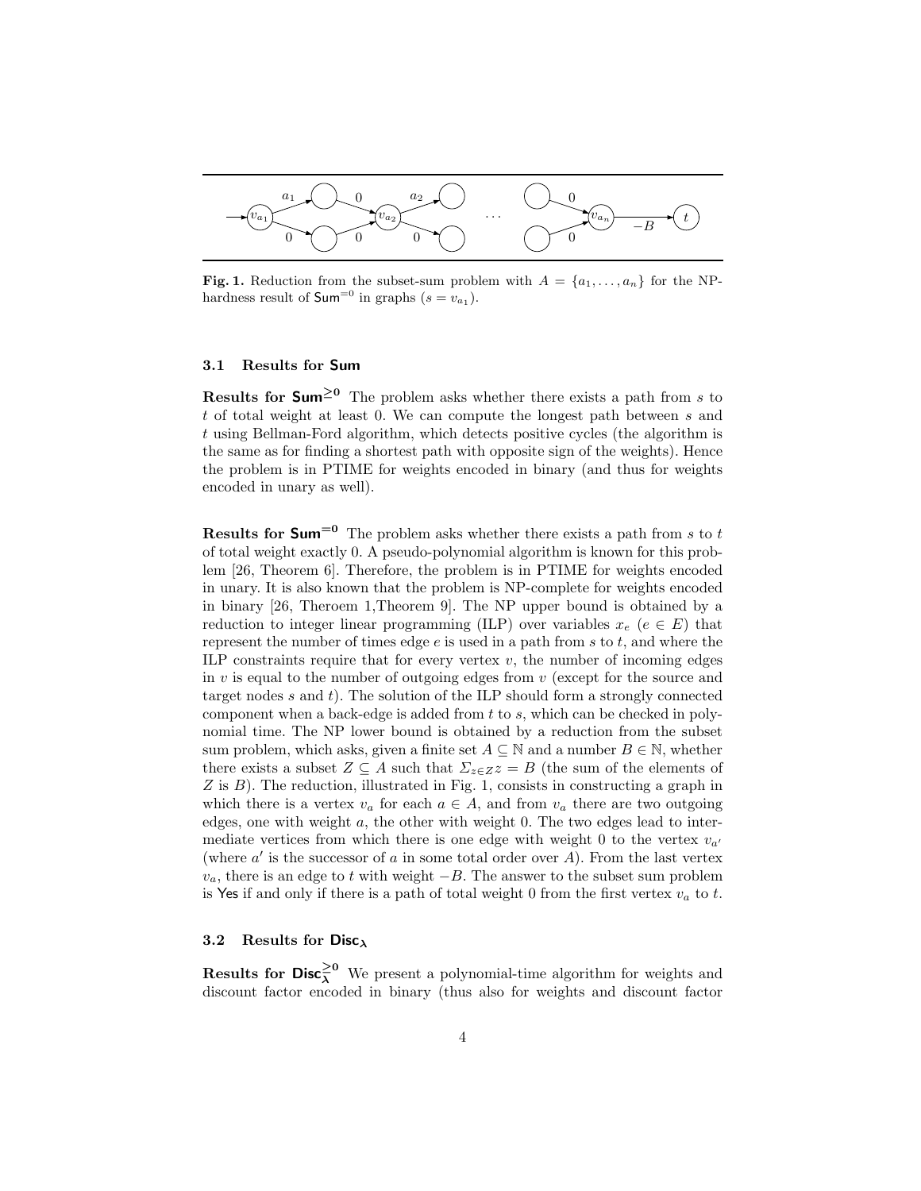**Fig. 1.** Reduction from the subset-sum problem with $A = \{a_1, \dots, a_n\}$ for the NP-hardness result of $\mathsf{Sum}^{=0}$ in graphs ($s = v_{a_1}$).

### 3.1 Results for Sum

**Results for $\mathsf{Sum}^{\geq 0}$** The problem asks whether there exists a path from $s$ to $t$ of total weight at least 0. We can compute the longest path between $s$ and $t$ using Bellman-Ford algorithm, which detects positive cycles (the algorithm is the same as for finding a shortest path with opposite sign of the weights). Hence the problem is in PTIME for weights encoded in binary (and thus for weights encoded in unary as well).

**Results for $\mathsf{Sum}^{=0}$** The problem asks whether there exists a path from $s$ to $t$ of total weight exactly 0. A pseudo-polynomial algorithm is known for this problem [26, Theorem 6]. Therefore, the problem is in PTIME for weights encoded in unary. It is also known that the problem is NP-complete for weights encoded in binary [26, Theroem 1,Theorem 9]. The NP upper bound is obtained by a reduction to integer linear programming (ILP) over variables $x_e$ ($e \in E$) that represent the number of times edge $e$ is used in a path from $s$ to $t$, and where the ILP constraints require that for every vertex $v$, the number of incoming edges in $v$ is equal to the number of outgoing edges from $v$ (except for the source and target nodes $s$ and $t$). The solution of the ILP should form a strongly connected component when a back-edge is added from $t$ to $s$, which can be checked in polynomial time. The NP lower bound is obtained by a reduction from the subset sum problem, which asks, given a finite set $A \subseteq \mathbb{N}$ and a number $B \in \mathbb{N}$, whether there exists a subset $Z \subseteq A$ such that $\Sigma_{z \in Z} z = B$ (the sum of the elements of $Z$ is $B$). The reduction, illustrated in Fig. 1, consists in constructing a graph in which there is a vertex $v_a$ for each $a \in A$, and from $v_a$ there are two outgoing edges, one with weight $a$, the other with weight 0. The two edges lead to intermediate vertices from which there is one edge with weight 0 to the vertex $v_{a'}$ (where $a'$ is the successor of $a$ in some total order over $A$). From the last vertex $v_a$, there is an edge to $t$ with weight $-B$. The answer to the subset sum problem is Yes if and only if there is a path of total weight 0 from the first vertex $v_a$ to $t$.

### 3.2 Results for $\mathsf{Disc}_\lambda$

**Results for $\mathsf{Disc}_\lambda^{\geq 0}$** We present a polynomial-time algorithm for weights and discount factor encoded in binary (thus also for weights and discount factor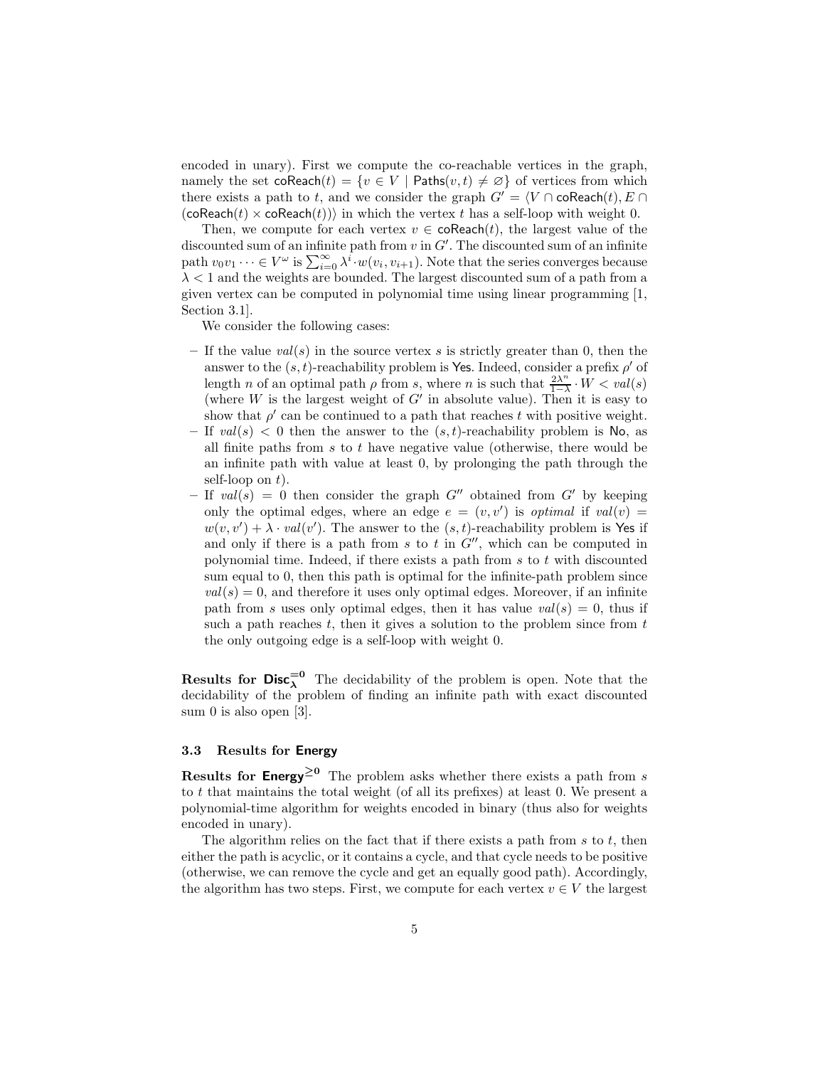encoded in unary). First we compute the co-reachable vertices in the graph, namely the set $\mathsf{coReach}(t) = \{v \in V \mid \mathsf{Paths}(v,t) \neq \varnothing\}$ of vertices from which there exists a path to $t$, and we consider the graph $G' = \langle V \cap \mathsf{coReach}(t), E \cap (\mathsf{coReach}(t) \times \mathsf{coReach}(t))\rangle$ in which the vertex $t$ has a self-loop with weight 0.

Then, we compute for each vertex $v \in \mathsf{coReach}(t)$, the largest value of the discounted sum of an infinite path from $v$ in $G'$. The discounted sum of an infinite path $v_0 v_1 \dots \in V^\omega$ is $\sum_{i=0}^{\infty} \lambda^i \cdot w(v_i, v_{i+1})$. Note that the series converges because $\lambda < 1$ and the weights are bounded. The largest discounted sum of a path from a given vertex can be computed in polynomial time using linear programming [1, Section 3.1].

We consider the following cases:

- If the value $val(s)$ in the source vertex $s$ is strictly greater than 0, then the answer to the $(s,t)$-reachability problem is Yes. Indeed, consider a prefix $\rho'$ of length $n$ of an optimal path $\rho$ from $s$, where $n$ is such that $\frac{2\lambda^n}{1-\lambda} \cdot W < val(s)$ (where $W$ is the largest weight of $G'$ in absolute value). Then it is easy to show that $\rho'$ can be continued to a path that reaches $t$ with positive weight.
- If $val(s) < 0$ then the answer to the $(s,t)$-reachability problem is No, as all finite paths from $s$ to $t$ have negative value (otherwise, there would be an infinite path with value at least 0, by prolonging the path through the self-loop on $t$).
- If $val(s) = 0$ then consider the graph $G''$ obtained from $G'$ by keeping only the optimal edges, where an edge $e = (v, v')$ is *optimal* if $val(v) = w(v,v') + \lambda \cdot val(v')$. The answer to the $(s,t)$-reachability problem is Yes if and only if there is a path from $s$ to $t$ in $G''$, which can be computed in polynomial time. Indeed, if there exists a path from $s$ to $t$ with discounted sum equal to 0, then this path is optimal for the infinite-path problem since $val(s) = 0$, and therefore it uses only optimal edges. Moreover, if an infinite path from $s$ uses only optimal edges, then it has value $val(s) = 0$, thus if such a path reaches $t$, then it gives a solution to the problem since from $t$ the only outgoing edge is a self-loop with weight 0.

**Results for $\mathsf{Disc}_{\lambda}^{=0}$** The decidability of the problem is open. Note that the decidability of the problem of finding an infinite path with exact discounted sum 0 is also open [3].

### 3.3 Results for Energy

**Results for $\mathsf{Energy}^{\geq 0}$** The problem asks whether there exists a path from $s$ to $t$ that maintains the total weight (of all its prefixes) at least 0. We present a polynomial-time algorithm for weights encoded in binary (thus also for weights encoded in unary).

The algorithm relies on the fact that if there exists a path from $s$ to $t$, then either the path is acyclic, or it contains a cycle, and that cycle needs to be positive (otherwise, we can remove the cycle and get an equally good path). Accordingly, the algorithm has two steps. First, we compute for each vertex $v \in V$ the largest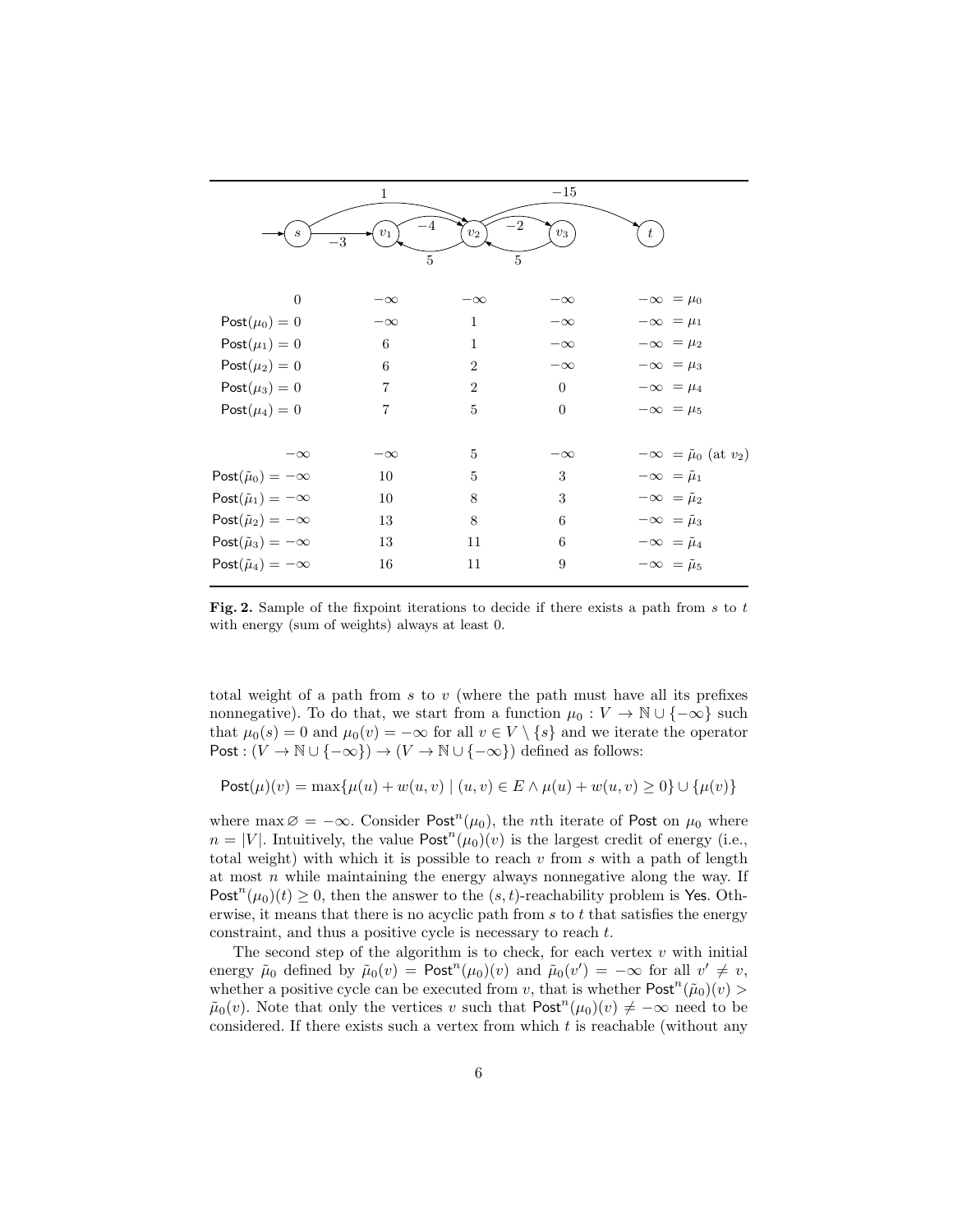| $s$ | $v_1$ | $v_2$ | $v_3$ | $t$ |
|---|---|---|---|---|
| $0$ | $-\infty$ | $-\infty$ | $-\infty$ | $-\infty$ $= \mu_0$ |
| $\mathsf{Post}(\mu_0) = 0$ | $-\infty$ | $1$ | $-\infty$ | $-\infty$ $= \mu_1$ |
| $\mathsf{Post}(\mu_1) = 0$ | $6$ | $1$ | $-\infty$ | $-\infty$ $= \mu_2$ |
| $\mathsf{Post}(\mu_2) = 0$ | $6$ | $2$ | $-\infty$ | $-\infty$ $= \mu_3$ |
| $\mathsf{Post}(\mu_3) = 0$ | $7$ | $2$ | $0$ | $-\infty$ $= \mu_4$ |
| $\mathsf{Post}(\mu_4) = 0$ | $7$ | $5$ | $0$ | $-\infty$ $= \mu_5$ |
| $-\infty$ | $-\infty$ | $5$ | $-\infty$ | $-\infty$ $= \tilde{\mu}_0$ (at $v_2$) |
| $\mathsf{Post}(\tilde{\mu}_0) = -\infty$ | $10$ | $5$ | $3$ | $-\infty$ $= \tilde{\mu}_1$ |
| $\mathsf{Post}(\tilde{\mu}_1) = -\infty$ | $10$ | $8$ | $3$ | $-\infty$ $= \tilde{\mu}_2$ |
| $\mathsf{Post}(\tilde{\mu}_2) = -\infty$ | $13$ | $8$ | $6$ | $-\infty$ $= \tilde{\mu}_3$ |
| $\mathsf{Post}(\tilde{\mu}_3) = -\infty$ | $13$ | $11$ | $6$ | $-\infty$ $= \tilde{\mu}_4$ |
| $\mathsf{Post}(\tilde{\mu}_4) = -\infty$ | $16$ | $11$ | $9$ | $-\infty$ $= \tilde{\mu}_5$ |

**Fig. 2.** Sample of the fixpoint iterations to decide if there exists a path from $s$ to $t$ with energy (sum of weights) always at least 0.

total weight of a path from $s$ to $v$ (where the path must have all its prefixes nonnegative). To do that, we start from a function $\mu_0 : V \to \mathbb{N} \cup \{-\infty\}$ such that $\mu_0(s) = 0$ and $\mu_0(v) = -\infty$ for all $v \in V \setminus \{s\}$ and we iterate the operator $\mathsf{Post} : (V \to \mathbb{N} \cup \{-\infty\}) \to (V \to \mathbb{N} \cup \{-\infty\})$ defined as follows:

$$\mathsf{Post}(\mu)(v) = \max\{\mu(u) + w(u, v) \mid (u, v) \in E \wedge \mu(u) + w(u, v) \geq 0\} \cup \{\mu(v)\}$$

where $\max \varnothing = -\infty$. Consider $\mathsf{Post}^n(\mu_0)$, the $n$th iterate of $\mathsf{Post}$ on $\mu_0$ where $n = |V|$. Intuitively, the value $\mathsf{Post}^n(\mu_0)(v)$ is the largest credit of energy (i.e., total weight) with which it is possible to reach $v$ from $s$ with a path of length at most $n$ while maintaining the energy always nonnegative along the way. If $\mathsf{Post}^n(\mu_0)(t) \geq 0$, then the answer to the $(s, t)$-reachability problem is Yes. Otherwise, it means that there is no acyclic path from $s$ to $t$ that satisfies the energy constraint, and thus a positive cycle is necessary to reach $t$.

The second step of the algorithm is to check, for each vertex $v$ with initial energy $\tilde{\mu}_0$ defined by $\tilde{\mu}_0(v) = \mathsf{Post}^n(\mu_0)(v)$ and $\tilde{\mu}_0(v') = -\infty$ for all $v' \neq v$, whether a positive cycle can be executed from $v$, that is whether $\mathsf{Post}^n(\tilde{\mu}_0)(v) > \tilde{\mu}_0(v)$. Note that only the vertices $v$ such that $\mathsf{Post}^n(\mu_0)(v) \neq -\infty$ need to be considered. If there exists such a vertex from which $t$ is reachable (without any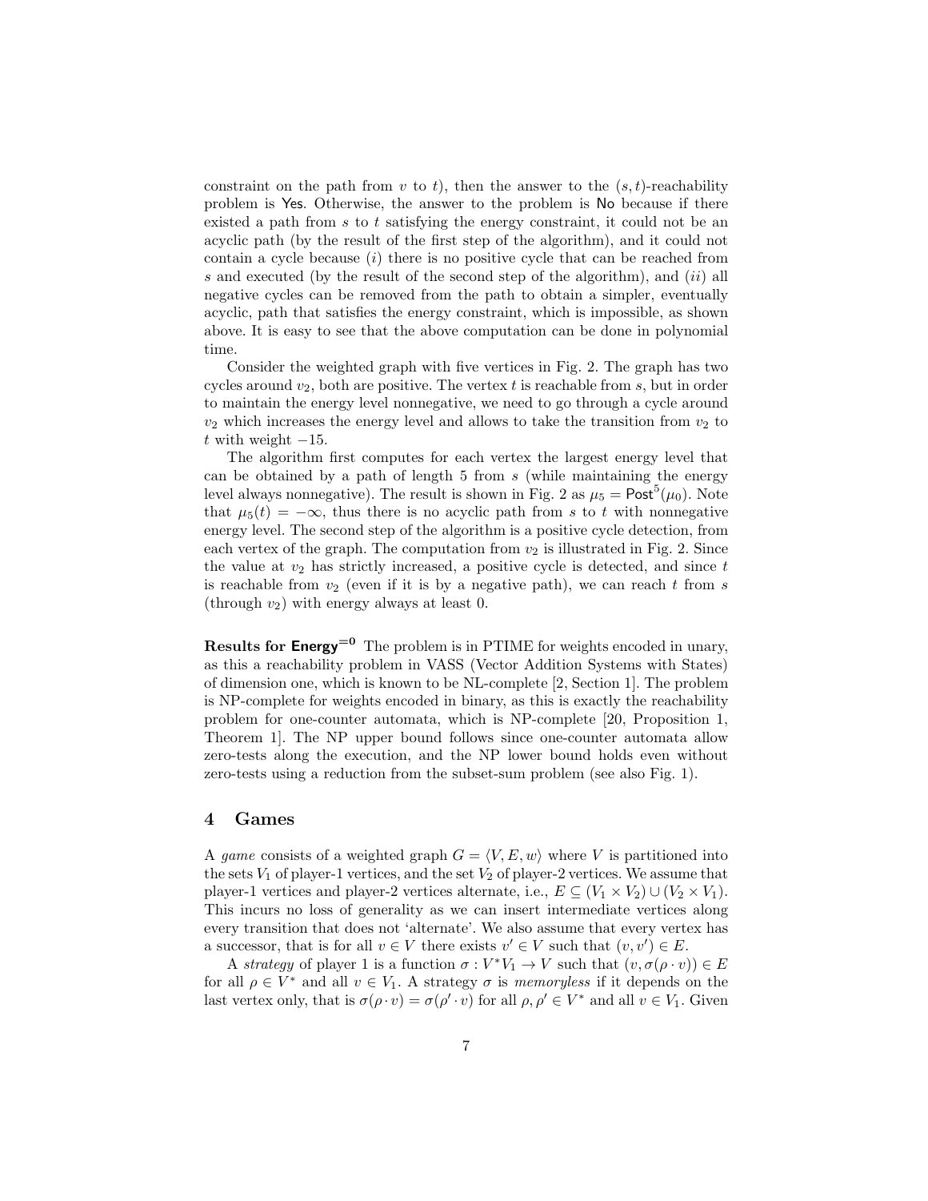constraint on the path from $v$ to $t$), then the answer to the $(s,t)$-reachability problem is Yes. Otherwise, the answer to the problem is No because if there existed a path from $s$ to $t$ satisfying the energy constraint, it could not be an acyclic path (by the result of the first step of the algorithm), and it could not contain a cycle because $(i)$ there is no positive cycle that can be reached from $s$ and executed (by the result of the second step of the algorithm), and $(ii)$ all negative cycles can be removed from the path to obtain a simpler, eventually acyclic, path that satisfies the energy constraint, which is impossible, as shown above. It is easy to see that the above computation can be done in polynomial time.

Consider the weighted graph with five vertices in Fig. 2. The graph has two cycles around $v_2$, both are positive. The vertex $t$ is reachable from $s$, but in order to maintain the energy level nonnegative, we need to go through a cycle around $v_2$ which increases the energy level and allows to take the transition from $v_2$ to $t$ with weight $-15$.

The algorithm first computes for each vertex the largest energy level that can be obtained by a path of length 5 from $s$ (while maintaining the energy level always nonnegative). The result is shown in Fig. 2 as $\mu_5 = \mathsf{Post}^5(\mu_0)$. Note that $\mu_5(t) = -\infty$, thus there is no acyclic path from $s$ to $t$ with nonnegative energy level. The second step of the algorithm is a positive cycle detection, from each vertex of the graph. The computation from $v_2$ is illustrated in Fig. 2. Since the value at $v_2$ has strictly increased, a positive cycle is detected, and since $t$ is reachable from $v_2$ (even if it is by a negative path), we can reach $t$ from $s$ (through $v_2$) with energy always at least 0.

**Results for $\mathsf{Energy}^{=0}$** The problem is in PTIME for weights encoded in unary, as this a reachability problem in VASS (Vector Addition Systems with States) of dimension one, which is known to be NL-complete [2, Section 1]. The problem is NP-complete for weights encoded in binary, as this is exactly the reachability problem for one-counter automata, which is NP-complete [20, Proposition 1, Theorem 1]. The NP upper bound follows since one-counter automata allow zero-tests along the execution, and the NP lower bound holds even without zero-tests using a reduction from the subset-sum problem (see also Fig. 1).

## 4 Games

A *game* consists of a weighted graph $G = \langle V, E, w \rangle$ where $V$ is partitioned into the sets $V_1$ of player-1 vertices, and the set $V_2$ of player-2 vertices. We assume that player-1 vertices and player-2 vertices alternate, i.e., $E \subseteq (V_1 \times V_2) \cup (V_2 \times V_1)$. This incurs no loss of generality as we can insert intermediate vertices along every transition that does not 'alternate'. We also assume that every vertex has a successor, that is for all $v \in V$ there exists $v' \in V$ such that $(v, v') \in E$.

A *strategy* of player 1 is a function $\sigma : V^*V_1 \to V$ such that $(v, \sigma(\rho \cdot v)) \in E$ for all $\rho \in V^*$ and all $v \in V_1$. A strategy $\sigma$ is *memoryless* if it depends on the last vertex only, that is $\sigma(\rho \cdot v) = \sigma(\rho' \cdot v)$ for all $\rho, \rho' \in V^*$ and all $v \in V_1$. Given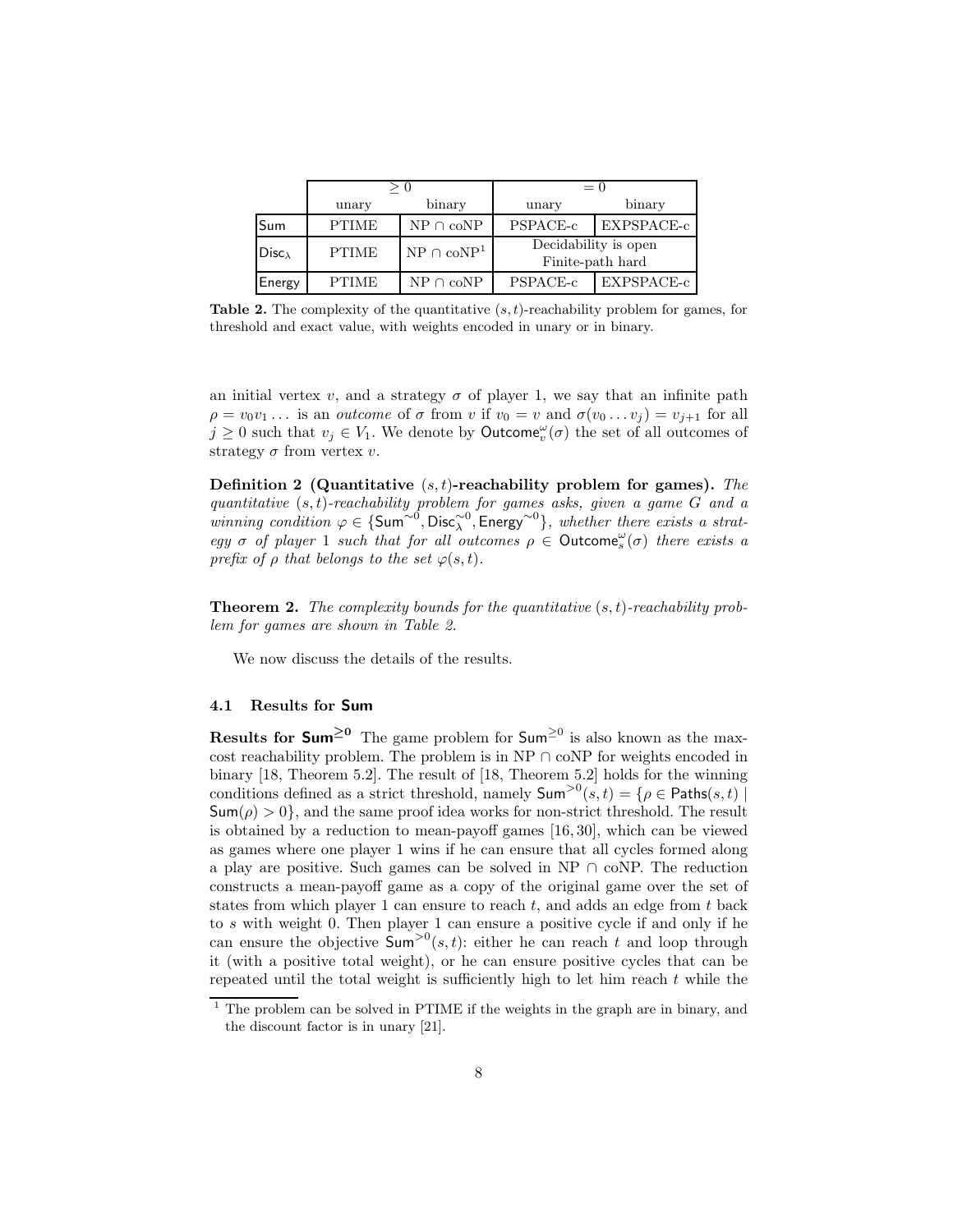| | $\geq 0$ | | $= 0$ | |
|---|---|---|---|---|
| | unary | binary | unary | binary |
| Sum | PTIME | NP $\cap$ coNP | PSPACE-c | EXPSPACE-c |
| $\mathsf{Disc}_\lambda$ | PTIME | NP $\cap$ coNP[1] | Decidability is open Finite-path hard | |
| Energy | PTIME | NP $\cap$ coNP | PSPACE-c | EXPSPACE-c |

**Table 2.** The complexity of the quantitative $(s,t)$-reachability problem for games, for threshold and exact value, with weights encoded in unary or in binary.

an initial vertex $v$, and a strategy $\sigma$ of player 1, we say that an infinite path $\rho = v_0 v_1 \ldots$ is an *outcome* of $\sigma$ from $v$ if $v_0 = v$ and $\sigma(v_0 \ldots v_j) = v_{j+1}$ for all $j \geq 0$ such that $v_j \in V_1$. We denote by $\mathsf{Outcome}^{\omega}_v(\sigma)$ the set of all outcomes of strategy $\sigma$ from vertex $v$.

**Definition 2 (Quantitative $(s,t)$-reachability problem for games).** *The quantitative $(s,t)$-reachability problem for games asks, given a game $G$ and a winning condition $\varphi \in \{\mathsf{Sum}^{\sim 0}, \mathsf{Disc}^{\sim 0}_\lambda, \mathsf{Energy}^{\sim 0}\}$, whether there exists a strategy $\sigma$ of player 1 such that for all outcomes $\rho \in \mathsf{Outcome}^{\omega}_s(\sigma)$ there exists a prefix of $\rho$ that belongs to the set $\varphi(s,t)$.*

**Theorem 2.** *The complexity bounds for the quantitative $(s,t)$-reachability problem for games are shown in Table 2.*

We now discuss the details of the results.

### 4.1 Results for Sum

**Results for $\mathsf{Sum}^{\geq 0}$** The game problem for $\mathsf{Sum}^{\geq 0}$ is also known as the max-cost reachability problem. The problem is in NP $\cap$ coNP for weights encoded in binary [18, Theorem 5.2]. The result of [18, Theorem 5.2] holds for the winning conditions defined as a strict threshold, namely $\mathsf{Sum}^{>0}(s,t) = \{\rho \in \mathsf{Paths}(s,t) \mid \mathsf{Sum}(\rho) > 0\}$, and the same proof idea works for non-strict threshold. The result is obtained by a reduction to mean-payoff games [16, 30], which can be viewed as games where one player 1 wins if he can ensure that all cycles formed along a play are positive. Such games can be solved in NP $\cap$ coNP. The reduction constructs a mean-payoff game as a copy of the original game over the set of states from which player 1 can ensure to reach $t$, and adds an edge from $t$ back to $s$ with weight 0. Then player 1 can ensure a positive cycle if and only if he can ensure the objective $\mathsf{Sum}^{>0}(s,t)$: either he can reach $t$ and loop through it (with a positive total weight), or he can ensure positive cycles that can be repeated until the total weight is sufficiently high to let him reach $t$ while the

[1] The problem can be solved in PTIME if the weights in the graph are in binary, and the discount factor is in unary [21].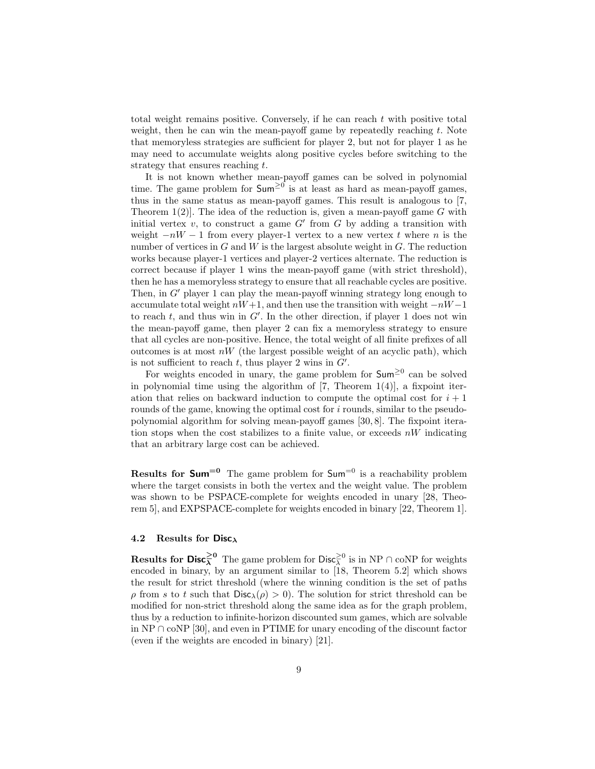total weight remains positive. Conversely, if he can reach $t$ with positive total weight, then he can win the mean-payoff game by repeatedly reaching $t$. Note that memoryless strategies are sufficient for player 2, but not for player 1 as he may need to accumulate weights along positive cycles before switching to the strategy that ensures reaching $t$.

It is not known whether mean-payoff games can be solved in polynomial time. The game problem for $\mathsf{Sum}^{\geq 0}$ is at least as hard as mean-payoff games, thus in the same status as mean-payoff games. This result is analogous to [7, Theorem 1(2)]. The idea of the reduction is, given a mean-payoff game $G$ with initial vertex $v$, to construct a game $G'$ from $G$ by adding a transition with weight $-nW-1$ from every player-1 vertex to a new vertex $t$ where $n$ is the number of vertices in $G$ and $W$ is the largest absolute weight in $G$. The reduction works because player-1 vertices and player-2 vertices alternate. The reduction is correct because if player 1 wins the mean-payoff game (with strict threshold), then he has a memoryless strategy to ensure that all reachable cycles are positive. Then, in $G'$ player 1 can play the mean-payoff winning strategy long enough to accumulate total weight $nW+1$, and then use the transition with weight $-nW-1$ to reach $t$, and thus win in $G'$. In the other direction, if player 1 does not win the mean-payoff game, then player 2 can fix a memoryless strategy to ensure that all cycles are non-positive. Hence, the total weight of all finite prefixes of all outcomes is at most $nW$ (the largest possible weight of an acyclic path), which is not sufficient to reach $t$, thus player 2 wins in $G'$.

For weights encoded in unary, the game problem for $\mathsf{Sum}^{\geq 0}$ can be solved in polynomial time using the algorithm of [7, Theorem 1(4)], a fixpoint iteration that relies on backward induction to compute the optimal cost for $i+1$ rounds of the game, knowing the optimal cost for $i$ rounds, similar to the pseudo-polynomial algorithm for solving mean-payoff games [30, 8]. The fixpoint iteration stops when the cost stabilizes to a finite value, or exceeds $nW$ indicating that an arbitrary large cost can be achieved.

**Results for $\mathsf{Sum}^{=0}$** The game problem for $\mathsf{Sum}^{=0}$ is a reachability problem where the target consists in both the vertex and the weight value. The problem was shown to be PSPACE-complete for weights encoded in unary [28, Theorem 5], and EXPSPACE-complete for weights encoded in binary [22, Theorem 1].

### 4.2 Results for $\mathsf{Disc}_\lambda$

**Results for $\mathsf{Disc}_\lambda^{\geq 0}$** The game problem for $\mathsf{Disc}_\lambda^{\geq 0}$ is in NP $\cap$ coNP for weights encoded in binary, by an argument similar to [18, Theorem 5.2] which shows the result for strict threshold (where the winning condition is the set of paths $\rho$ from $s$ to $t$ such that $\mathsf{Disc}_\lambda(\rho) > 0$). The solution for strict threshold can be modified for non-strict threshold along the same idea as for the graph problem, thus by a reduction to infinite-horizon discounted sum games, which are solvable in NP $\cap$ coNP [30], and even in PTIME for unary encoding of the discount factor (even if the weights are encoded in binary) [21].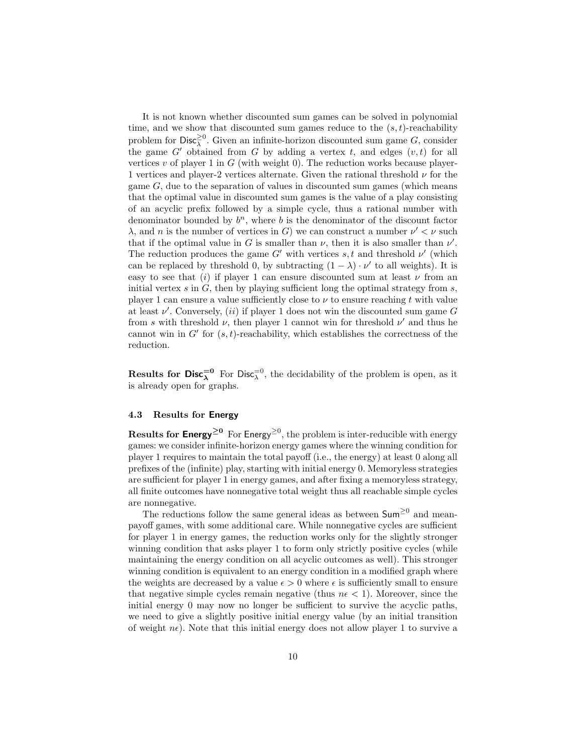It is not known whether discounted sum games can be solved in polynomial time, and we show that discounted sum games reduce to the $(s,t)$-reachability problem for $\mathsf{Disc}_{\lambda}^{\geq 0}$. Given an infinite-horizon discounted sum game $G$, consider the game $G'$ obtained from $G$ by adding a vertex $t$, and edges $(v,t)$ for all vertices $v$ of player 1 in $G$ (with weight 0). The reduction works because player-1 vertices and player-2 vertices alternate. Given the rational threshold $\nu$ for the game $G$, due to the separation of values in discounted sum games (which means that the optimal value in discounted sum games is the value of a play consisting of an acyclic prefix followed by a simple cycle, thus a rational number with denominator bounded by $b^n$, where $b$ is the denominator of the discount factor $\lambda$, and $n$ is the number of vertices in $G$) we can construct a number $\nu' < \nu$ such that if the optimal value in $G$ is smaller than $\nu$, then it is also smaller than $\nu'$. The reduction produces the game $G'$ with vertices $s,t$ and threshold $\nu'$ (which can be replaced by threshold 0, by subtracting $(1-\lambda)\cdot\nu'$ to all weights). It is easy to see that $(i)$ if player 1 can ensure discounted sum at least $\nu$ from an initial vertex $s$ in $G$, then by playing sufficient long the optimal strategy from $s$, player 1 can ensure a value sufficiently close to $\nu$ to ensure reaching $t$ with value at least $\nu'$. Conversely, $(ii)$ if player 1 does not win the discounted sum game $G$ from $s$ with threshold $\nu$, then player 1 cannot win for threshold $\nu'$ and thus he cannot win in $G'$ for $(s,t)$-reachability, which establishes the correctness of the reduction.

**Results for $\mathsf{Disc}_{\lambda}^{=0}$** For $\mathsf{Disc}_{\lambda}^{=0}$, the decidability of the problem is open, as it is already open for graphs.

### 4.3 Results for Energy

**Results for $\mathsf{Energy}^{\geq 0}$** For $\mathsf{Energy}^{\geq 0}$, the problem is inter-reducible with energy games: we consider infinite-horizon energy games where the winning condition for player 1 requires to maintain the total payoff (i.e., the energy) at least 0 along all prefixes of the (infinite) play, starting with initial energy 0. Memoryless strategies are sufficient for player 1 in energy games, and after fixing a memoryless strategy, all finite outcomes have nonnegative total weight thus all reachable simple cycles are nonnegative.

The reductions follow the same general ideas as between $\mathsf{Sum}^{\geq 0}$ and mean-payoff games, with some additional care. While nonnegative cycles are sufficient for player 1 in energy games, the reduction works only for the slightly stronger winning condition that asks player 1 to form only strictly positive cycles (while maintaining the energy condition on all acyclic outcomes as well). This stronger winning condition is equivalent to an energy condition in a modified graph where the weights are decreased by a value $\epsilon > 0$ where $\epsilon$ is sufficiently small to ensure that negative simple cycles remain negative (thus $n\epsilon < 1$). Moreover, since the initial energy 0 may now no longer be sufficient to survive the acyclic paths, we need to give a slightly positive initial energy value (by an initial transition of weight $n\epsilon$). Note that this initial energy does not allow player 1 to survive a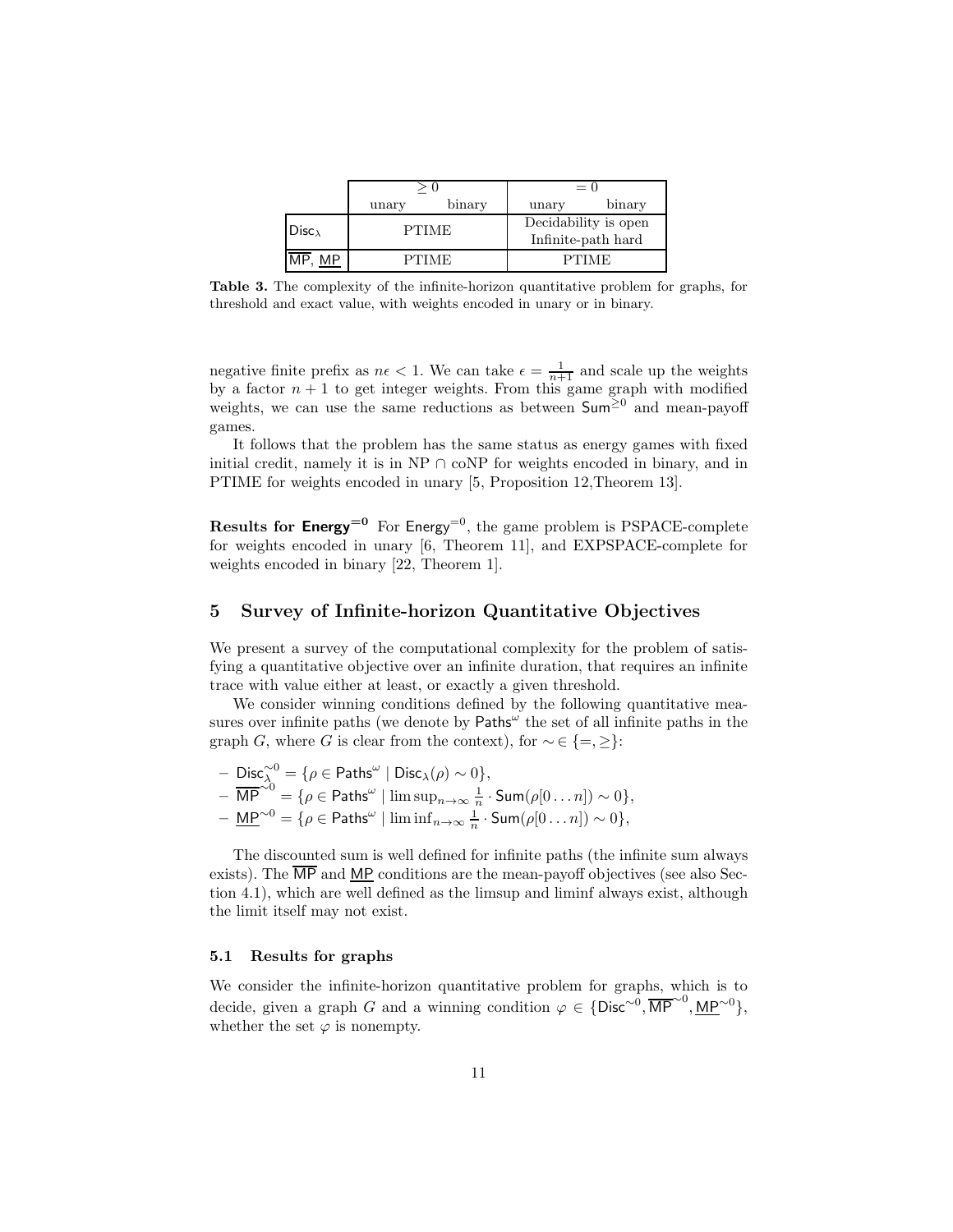| | $\geq 0$ | | $= 0$ | |
|---|---|---|---|---|
| | unary | binary | unary | binary |
| $\mathsf{Disc}_\lambda$ | PTIME | | Decidability is open<br>Infinite-path hard | |
| $\overline{\mathsf{MP}}$, $\underline{\mathsf{MP}}$ | PTIME | | PTIME | |

**Table 3.** The complexity of the infinite-horizon quantitative problem for graphs, for threshold and exact value, with weights encoded in unary or in binary.

negative finite prefix as $n\epsilon < 1$. We can take $\epsilon = \frac{1}{n+1}$ and scale up the weights by a factor $n + 1$ to get integer weights. From this game graph with modified weights, we can use the same reductions as between $\mathsf{Sum}^{\geq 0}$ and mean-payoff games.

It follows that the problem has the same status as energy games with fixed initial credit, namely it is in NP $\cap$ coNP for weights encoded in binary, and in PTIME for weights encoded in unary [5, Proposition 12,Theorem 13].

**Results for $\mathsf{Energy}^{=0}$** For $\mathsf{Energy}^{=0}$, the game problem is PSPACE-complete for weights encoded in unary [6, Theorem 11], and EXPSPACE-complete for weights encoded in binary [22, Theorem 1].

## 5 Survey of Infinite-horizon Quantitative Objectives

We present a survey of the computational complexity for the problem of satisfying a quantitative objective over an infinite duration, that requires an infinite trace with value either at least, or exactly a given threshold.

We consider winning conditions defined by the following quantitative measures over infinite paths (we denote by $\mathsf{Paths}^\omega$ the set of all infinite paths in the graph $G$, where $G$ is clear from the context), for $\sim \in \{=, \geq\}$:

- $\mathsf{Disc}_\lambda^{\sim 0} = \{\rho \in \mathsf{Paths}^\omega \mid \mathsf{Disc}_\lambda(\rho) \sim 0\}$,
- $\overline{\mathsf{MP}}^{\sim 0} = \{\rho \in \mathsf{Paths}^\omega \mid \limsup_{n\to\infty} \frac{1}{n} \cdot \mathsf{Sum}(\rho[0 \dots n]) \sim 0\}$,
- $\underline{\mathsf{MP}}^{\sim 0} = \{\rho \in \mathsf{Paths}^\omega \mid \liminf_{n\to\infty} \frac{1}{n} \cdot \mathsf{Sum}(\rho[0 \dots n]) \sim 0\}$,

The discounted sum is well defined for infinite paths (the infinite sum always exists). The $\overline{\mathsf{MP}}$ and $\underline{\mathsf{MP}}$ conditions are the mean-payoff objectives (see also Section 4.1), which are well defined as the limsup and liminf always exist, although the limit itself may not exist.

### 5.1 Results for graphs

We consider the infinite-horizon quantitative problem for graphs, which is to decide, given a graph $G$ and a winning condition $\varphi \in \{\mathsf{Disc}^{\sim 0}, \overline{\mathsf{MP}}^{\sim 0}, \underline{\mathsf{MP}}^{\sim 0}\}$, whether the set $\varphi$ is nonempty.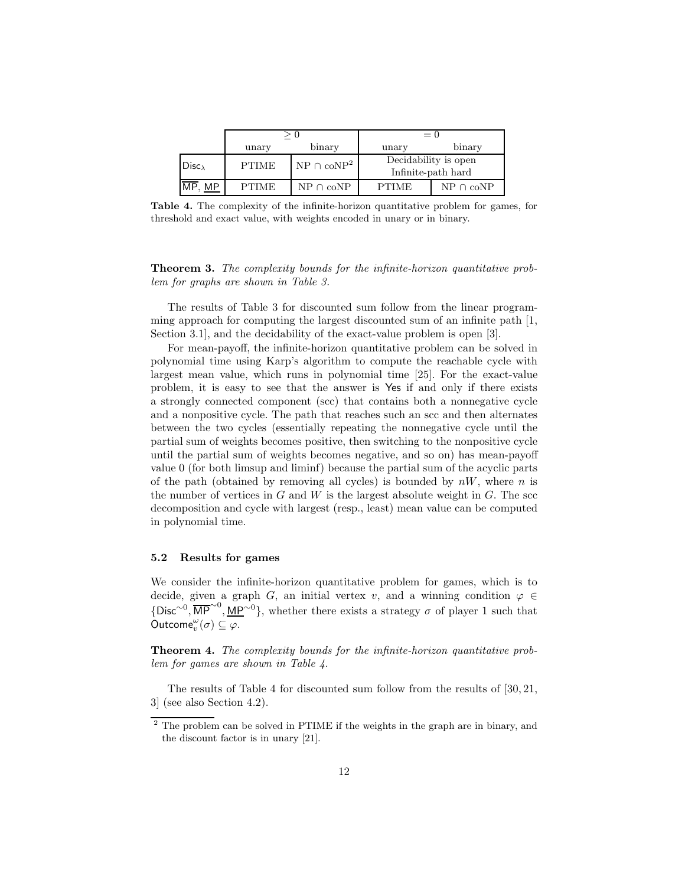| | $\geq 0$ | | $= 0$ | |
|---|---|---|---|---|
| | unary | binary | unary | binary |
| $\mathsf{Disc}_\lambda$ | PTIME | NP $\cap$ coNP[2] | Decidability is open Infinite-path hard | |
| $\overline{\mathsf{MP}}$, $\underline{\mathsf{MP}}$ | PTIME | NP $\cap$ coNP | PTIME | NP $\cap$ coNP |

**Table 4.** The complexity of the infinite-horizon quantitative problem for games, for threshold and exact value, with weights encoded in unary or in binary.

**Theorem 3.** *The complexity bounds for the infinite-horizon quantitative problem for graphs are shown in Table 3.*

The results of Table 3 for discounted sum follow from the linear programming approach for computing the largest discounted sum of an infinite path [1, Section 3.1], and the decidability of the exact-value problem is open [3].

For mean-payoff, the infinite-horizon quantitative problem can be solved in polynomial time using Karp's algorithm to compute the reachable cycle with largest mean value, which runs in polynomial time [25]. For the exact-value problem, it is easy to see that the answer is Yes if and only if there exists a strongly connected component (scc) that contains both a nonnegative cycle and a nonpositive cycle. The path that reaches such an scc and then alternates between the two cycles (essentially repeating the nonnegative cycle until the partial sum of weights becomes positive, then switching to the nonpositive cycle until the partial sum of weights becomes negative, and so on) has mean-payoff value 0 (for both limsup and liminf) because the partial sum of the acyclic parts of the path (obtained by removing all cycles) is bounded by $nW$, where $n$ is the number of vertices in $G$ and $W$ is the largest absolute weight in $G$. The scc decomposition and cycle with largest (resp., least) mean value can be computed in polynomial time.

### 5.2 Results for games

We consider the infinite-horizon quantitative problem for games, which is to decide, given a graph $G$, an initial vertex $v$, and a winning condition $\varphi \in \{\mathsf{Disc}^{\sim 0}, \overline{\mathsf{MP}}^{\sim 0}, \underline{\mathsf{MP}}^{\sim 0}\}$, whether there exists a strategy $\sigma$ of player 1 such that $\mathsf{Outcome}_v^\omega(\sigma) \subseteq \varphi$.

**Theorem 4.** *The complexity bounds for the infinite-horizon quantitative problem for games are shown in Table 4.*

The results of Table 4 for discounted sum follow from the results of [30, 21, 3] (see also Section 4.2).

[2] The problem can be solved in PTIME if the weights in the graph are in binary, and the discount factor is in unary [21].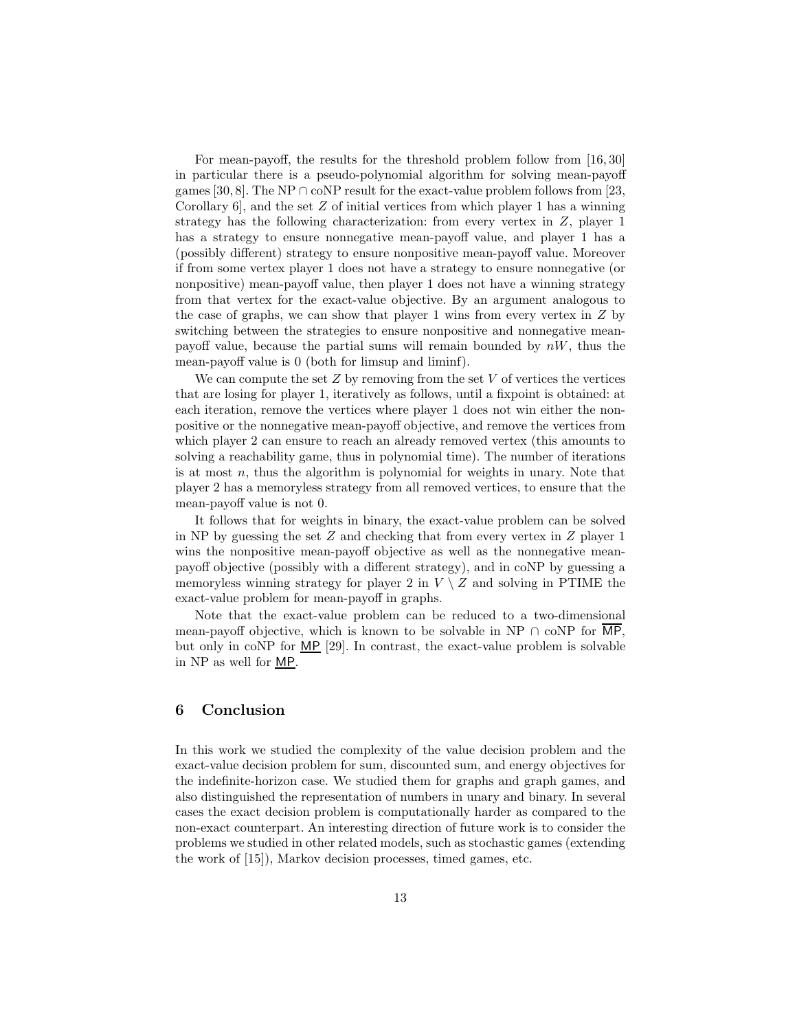For mean-payoff, the results for the threshold problem follow from [16, 30] in particular there is a pseudo-polynomial algorithm for solving mean-payoff games [30, 8]. The NP $\cap$ coNP result for the exact-value problem follows from [23, Corollary 6], and the set $Z$ of initial vertices from which player 1 has a winning strategy has the following characterization: from every vertex in $Z$, player 1 has a strategy to ensure nonnegative mean-payoff value, and player 1 has a (possibly different) strategy to ensure nonpositive mean-payoff value. Moreover if from some vertex player 1 does not have a strategy to ensure nonnegative (or nonpositive) mean-payoff value, then player 1 does not have a winning strategy from that vertex for the exact-value objective. By an argument analogous to the case of graphs, we can show that player 1 wins from every vertex in $Z$ by switching between the strategies to ensure nonpositive and nonnegative mean-payoff value, because the partial sums will remain bounded by $nW$, thus the mean-payoff value is 0 (both for limsup and liminf).

We can compute the set $Z$ by removing from the set $V$ of vertices the vertices that are losing for player 1, iteratively as follows, until a fixpoint is obtained: at each iteration, remove the vertices where player 1 does not win either the nonpositive or the nonnegative mean-payoff objective, and remove the vertices from which player 2 can ensure to reach an already removed vertex (this amounts to solving a reachability game, thus in polynomial time). The number of iterations is at most $n$, thus the algorithm is polynomial for weights in unary. Note that player 2 has a memoryless strategy from all removed vertices, to ensure that the mean-payoff value is not 0.

It follows that for weights in binary, the exact-value problem can be solved in NP by guessing the set $Z$ and checking that from every vertex in $Z$ player 1 wins the nonpositive mean-payoff objective as well as the nonnegative mean-payoff objective (possibly with a different strategy), and in coNP by guessing a memoryless winning strategy for player 2 in $V \setminus Z$ and solving in PTIME the exact-value problem for mean-payoff in graphs.

Note that the exact-value problem can be reduced to a two-dimensional mean-payoff objective, which is known to be solvable in NP $\cap$ coNP for $\overline{\mathsf{MP}}$, but only in coNP for $\underline{\mathsf{MP}}$ [29]. In contrast, the exact-value problem is solvable in NP as well for $\underline{\mathsf{MP}}$.

## 6 Conclusion

In this work we studied the complexity of the value decision problem and the exact-value decision problem for sum, discounted sum, and energy objectives for the indefinite-horizon case. We studied them for graphs and graph games, and also distinguished the representation of numbers in unary and binary. In several cases the exact decision problem is computationally harder as compared to the non-exact counterpart. An interesting direction of future work is to consider the problems we studied in other related models, such as stochastic games (extending the work of [15]), Markov decision processes, timed games, etc.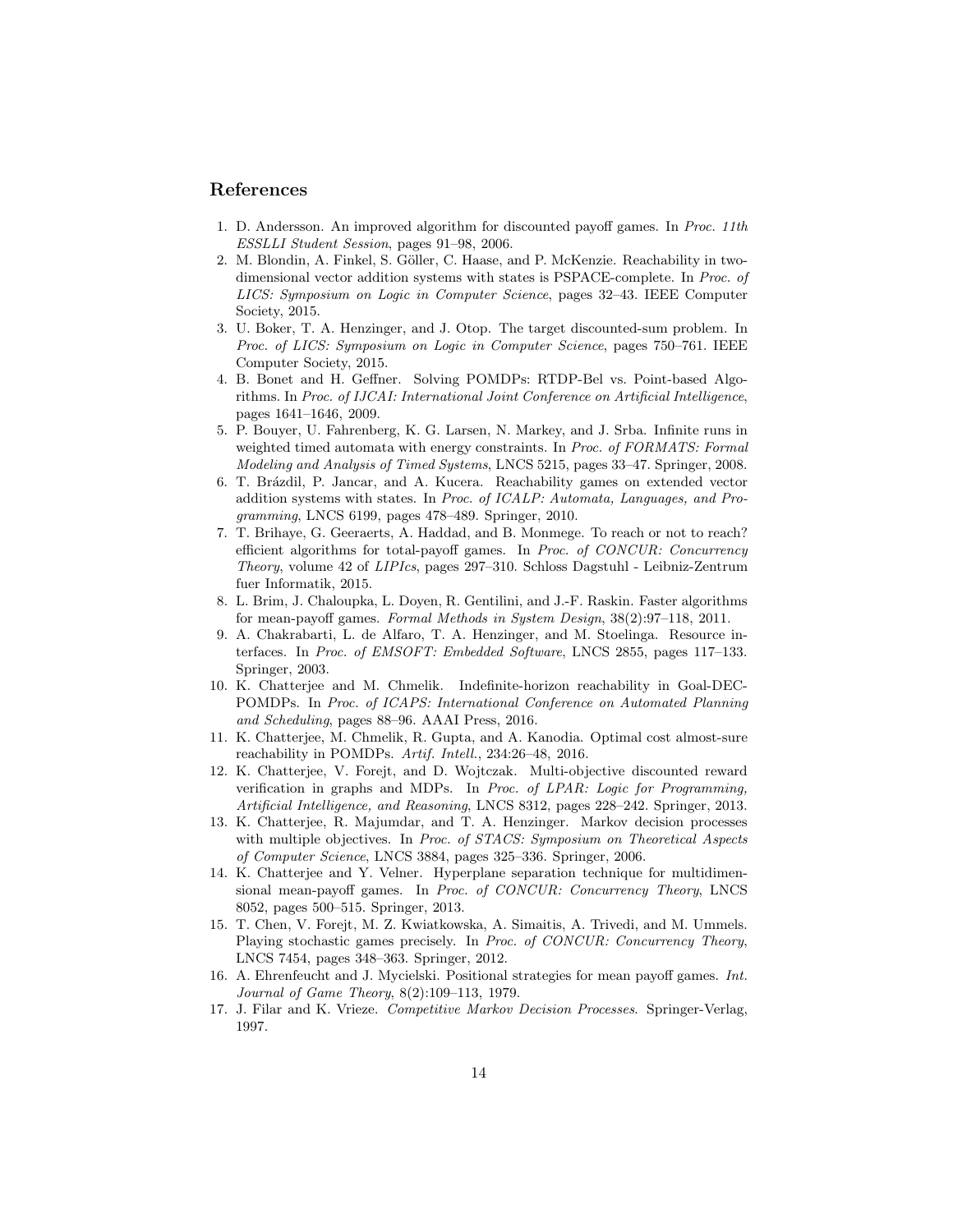## References

1. D. Andersson. An improved algorithm for discounted payoff games. In *Proc. 11th ESSLLI Student Session*, pages 91–98, 2006.
2. M. Blondin, A. Finkel, S. Göller, C. Haase, and P. McKenzie. Reachability in two-dimensional vector addition systems with states is PSPACE-complete. In *Proc. of LICS: Symposium on Logic in Computer Science*, pages 32–43. IEEE Computer Society, 2015.
3. U. Boker, T. A. Henzinger, and J. Otop. The target discounted-sum problem. In *Proc. of LICS: Symposium on Logic in Computer Science*, pages 750–761. IEEE Computer Society, 2015.
4. B. Bonet and H. Geffner. Solving POMDPs: RTDP-Bel vs. Point-based Algorithms. In *Proc. of IJCAI: International Joint Conference on Artificial Intelligence*, pages 1641–1646, 2009.
5. P. Bouyer, U. Fahrenberg, K. G. Larsen, N. Markey, and J. Srba. Infinite runs in weighted timed automata with energy constraints. In *Proc. of FORMATS: Formal Modeling and Analysis of Timed Systems*, LNCS 5215, pages 33–47. Springer, 2008.
6. T. Brázdil, P. Jancar, and A. Kucera. Reachability games on extended vector addition systems with states. In *Proc. of ICALP: Automata, Languages, and Programming*, LNCS 6199, pages 478–489. Springer, 2010.
7. T. Brihaye, G. Geeraerts, A. Haddad, and B. Monmege. To reach or not to reach? efficient algorithms for total-payoff games. In *Proc. of CONCUR: Concurrency Theory*, volume 42 of *LIPIcs*, pages 297–310. Schloss Dagstuhl - Leibniz-Zentrum fuer Informatik, 2015.
8. L. Brim, J. Chaloupka, L. Doyen, R. Gentilini, and J.-F. Raskin. Faster algorithms for mean-payoff games. *Formal Methods in System Design*, 38(2):97–118, 2011.
9. A. Chakrabarti, L. de Alfaro, T. A. Henzinger, and M. Stoelinga. Resource interfaces. In *Proc. of EMSOFT: Embedded Software*, LNCS 2855, pages 117–133. Springer, 2003.
10. K. Chatterjee and M. Chmelik. Indefinite-horizon reachability in Goal-DEC-POMDPs. In *Proc. of ICAPS: International Conference on Automated Planning and Scheduling*, pages 88–96. AAAI Press, 2016.
11. K. Chatterjee, M. Chmelik, R. Gupta, and A. Kanodia. Optimal cost almost-sure reachability in POMDPs. *Artif. Intell.*, 234:26–48, 2016.
12. K. Chatterjee, V. Forejt, and D. Wojtczak. Multi-objective discounted reward verification in graphs and MDPs. In *Proc. of LPAR: Logic for Programming, Artificial Intelligence, and Reasoning*, LNCS 8312, pages 228–242. Springer, 2013.
13. K. Chatterjee, R. Majumdar, and T. A. Henzinger. Markov decision processes with multiple objectives. In *Proc. of STACS: Symposium on Theoretical Aspects of Computer Science*, LNCS 3884, pages 325–336. Springer, 2006.
14. K. Chatterjee and Y. Velner. Hyperplane separation technique for multidimensional mean-payoff games. In *Proc. of CONCUR: Concurrency Theory*, LNCS 8052, pages 500–515. Springer, 2013.
15. T. Chen, V. Forejt, M. Z. Kwiatkowska, A. Simaitis, A. Trivedi, and M. Ummels. Playing stochastic games precisely. In *Proc. of CONCUR: Concurrency Theory*, LNCS 7454, pages 348–363. Springer, 2012.
16. A. Ehrenfeucht and J. Mycielski. Positional strategies for mean payoff games. *Int. Journal of Game Theory*, 8(2):109–113, 1979.
17. J. Filar and K. Vrieze. *Competitive Markov Decision Processes*. Springer-Verlag, 1997.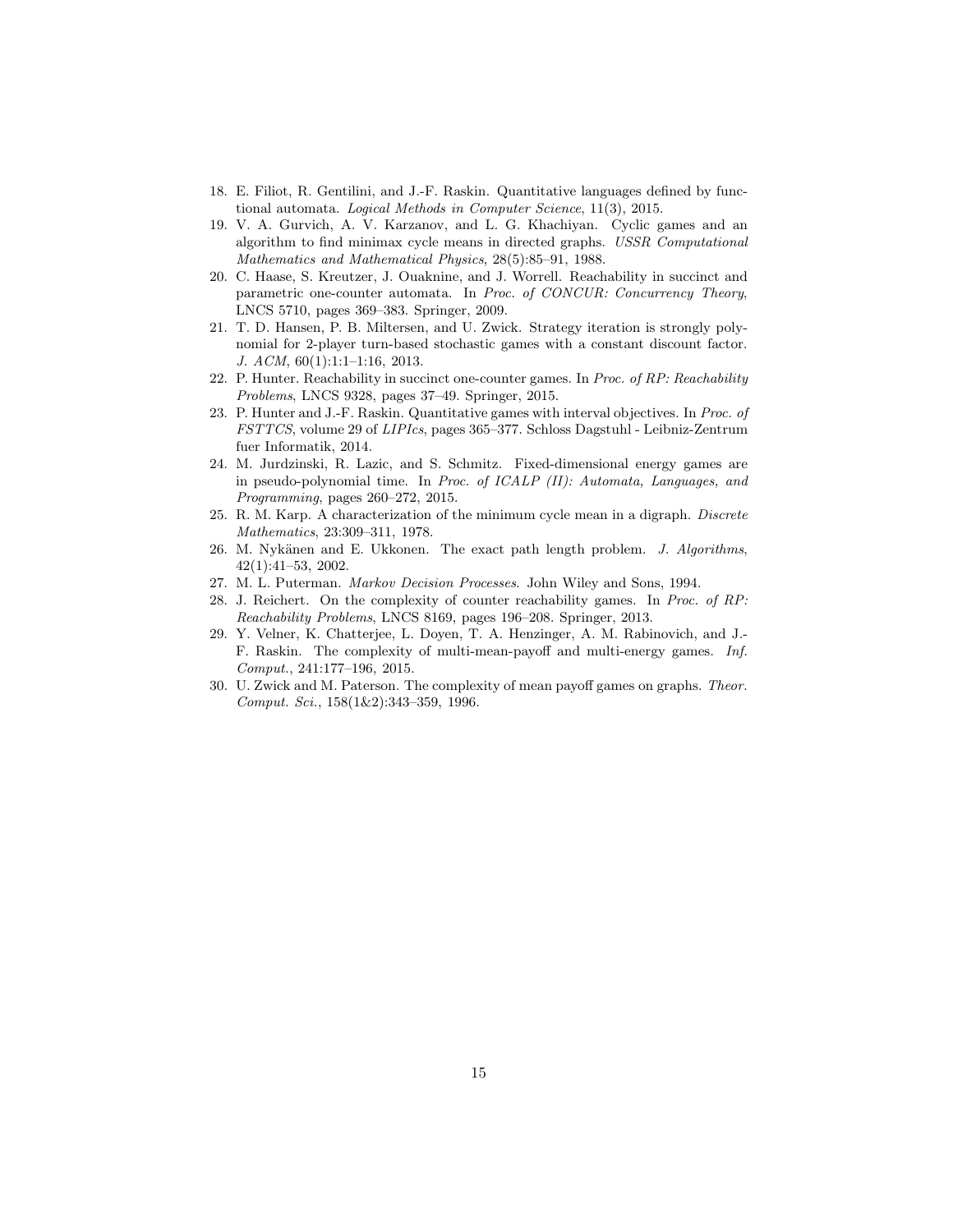18. E. Filiot, R. Gentilini, and J.-F. Raskin. Quantitative languages defined by functional automata. *Logical Methods in Computer Science*, 11(3), 2015.
19. V. A. Gurvich, A. V. Karzanov, and L. G. Khachiyan. Cyclic games and an algorithm to find minimax cycle means in directed graphs. *USSR Computational Mathematics and Mathematical Physics*, 28(5):85–91, 1988.
20. C. Haase, S. Kreutzer, J. Ouaknine, and J. Worrell. Reachability in succinct and parametric one-counter automata. In *Proc. of CONCUR: Concurrency Theory*, LNCS 5710, pages 369–383. Springer, 2009.
21. T. D. Hansen, P. B. Miltersen, and U. Zwick. Strategy iteration is strongly polynomial for 2-player turn-based stochastic games with a constant discount factor. *J. ACM*, 60(1):1:1–1:16, 2013.
22. P. Hunter. Reachability in succinct one-counter games. In *Proc. of RP: Reachability Problems*, LNCS 9328, pages 37–49. Springer, 2015.
23. P. Hunter and J.-F. Raskin. Quantitative games with interval objectives. In *Proc. of FSTTCS*, volume 29 of *LIPIcs*, pages 365–377. Schloss Dagstuhl - Leibniz-Zentrum fuer Informatik, 2014.
24. M. Jurdzinski, R. Lazic, and S. Schmitz. Fixed-dimensional energy games are in pseudo-polynomial time. In *Proc. of ICALP (II): Automata, Languages, and Programming*, pages 260–272, 2015.
25. R. M. Karp. A characterization of the minimum cycle mean in a digraph. *Discrete Mathematics*, 23:309–311, 1978.
26. M. Nykänen and E. Ukkonen. The exact path length problem. *J. Algorithms*, 42(1):41–53, 2002.
27. M. L. Puterman. *Markov Decision Processes*. John Wiley and Sons, 1994.
28. J. Reichert. On the complexity of counter reachability games. In *Proc. of RP: Reachability Problems*, LNCS 8169, pages 196–208. Springer, 2013.
29. Y. Velner, K. Chatterjee, L. Doyen, T. A. Henzinger, A. M. Rabinovich, and J.-F. Raskin. The complexity of multi-mean-payoff and multi-energy games. *Inf. Comput.*, 241:177–196, 2015.
30. U. Zwick and M. Paterson. The complexity of mean payoff games on graphs. *Theor. Comput. Sci.*, 158(1&2):343–359, 1996.